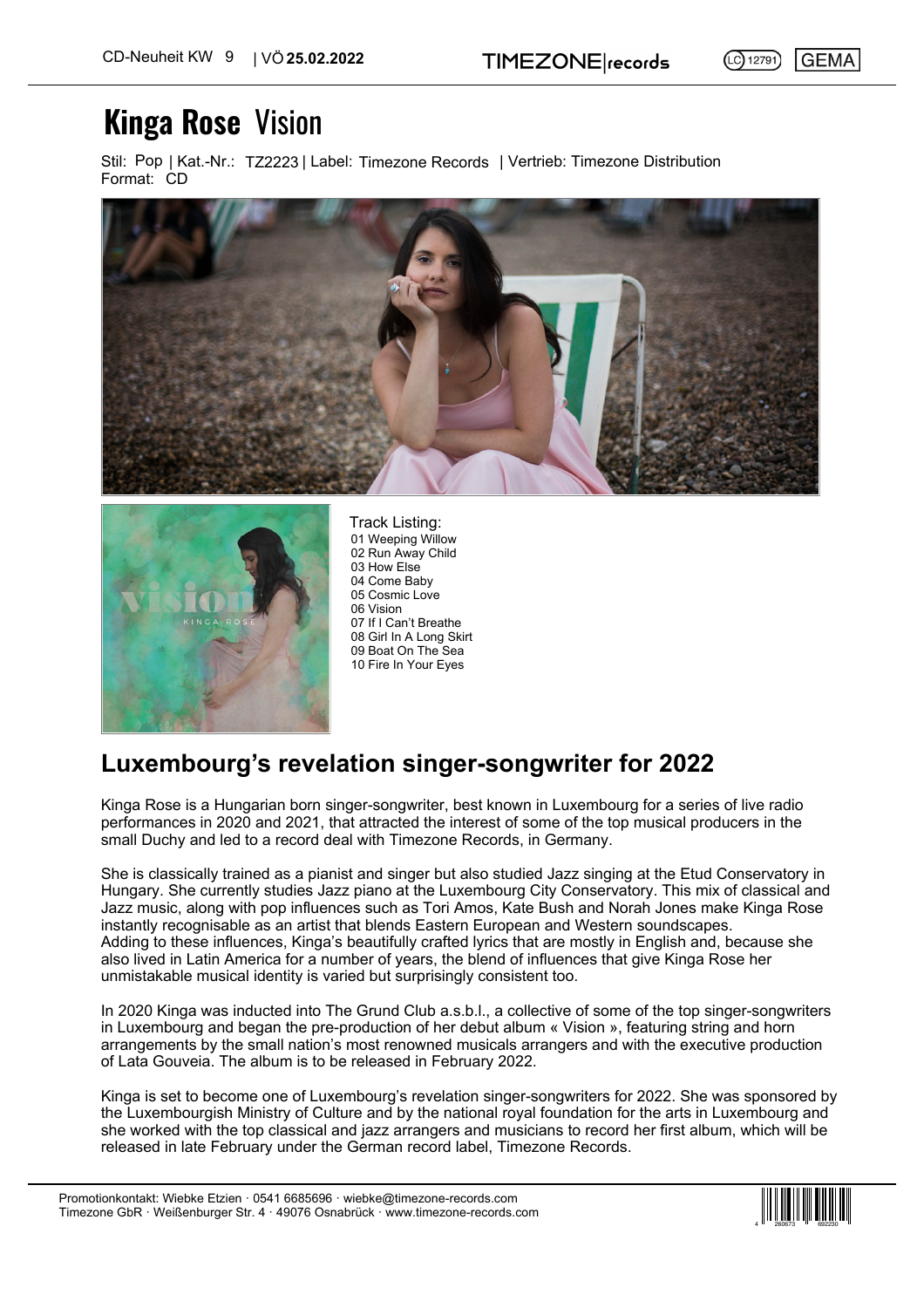CD-Neuheit KW 9 | VÖ **25.02.2022**

TIMEZONE|records

LC 12791 GEMA

# Kinga Rose Vision

Stil: Pop | Kat.-Nr.: TZ2223 | Label: Timezone Records | Vertrieb: Timezone Distribution
Format: CD

Track Listing:
01 Weeping Willow
02 Run Away Child
03 How Else
04 Come Baby
05 Cosmic Love
06 Vision
07 If I Can't Breathe
08 Girl In A Long Skirt
09 Boat On The Sea
10 Fire In Your Eyes

## Luxembourg's revelation singer-songwriter for 2022

Kinga Rose is a Hungarian born singer-songwriter, best known in Luxembourg for a series of live radio performances in 2020 and 2021, that attracted the interest of some of the top musical producers in the small Duchy and led to a record deal with Timezone Records, in Germany.

She is classically trained as a pianist and singer but also studied Jazz singing at the Etud Conservatory in Hungary. She currently studies Jazz piano at the Luxembourg City Conservatory. This mix of classical and Jazz music, along with pop influences such as Tori Amos, Kate Bush and Norah Jones make Kinga Rose instantly recognisable as an artist that blends Eastern European and Western soundscapes.
Adding to these influences, Kinga's beautifully crafted lyrics that are mostly in English and, because she also lived in Latin America for a number of years, the blend of influences that give Kinga Rose her unmistakable musical identity is varied but surprisingly consistent too.

In 2020 Kinga was inducted into The Grund Club a.s.b.l., a collective of some of the top singer-songwriters in Luxembourg and began the pre-production of her debut album « Vision », featuring string and horn arrangements by the small nation's most renowned musicals arrangers and with the executive production of Lata Gouveia. The album is to be released in February 2022.

Kinga is set to become one of Luxembourg's revelation singer-songwriters for 2022. She was sponsored by the Luxembourgish Ministry of Culture and by the national royal foundation for the arts in Luxembourg and she worked with the top classical and jazz arrangers and musicians to record her first album, which will be released in late February under the German record label, Timezone Records.

Promotionkontakt: Wiebke Etzien · 0541 6685696 · wiebke@timezone-records.com
Timezone GbR · Weißenburger Str. 4 · 49076 Osnabrück · www.timezone-records.com

4 260673 692230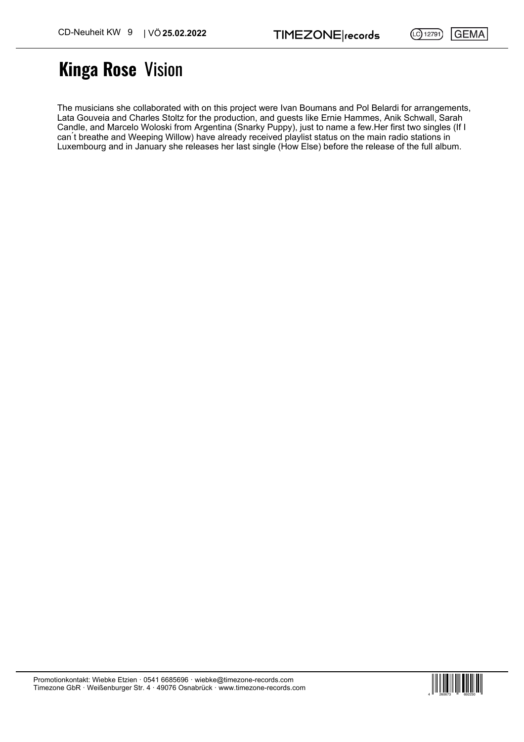# Kinga Rose Vision

The musicians she collaborated with on this project were Ivan Boumans and Pol Belardi for arrangements, Lata Gouveia and Charles Stoltz for the production, and guests like Ernie Hammes, Anik Schwall, Sarah Candle, and Marcelo Woloski from Argentina (Snarky Puppy), just to name a few.Her first two singles (If I can´t breathe and Weeping Willow) have already received playlist status on the main radio stations in Luxembourg and in January she releases her last single (How Else) before the release of the full album.